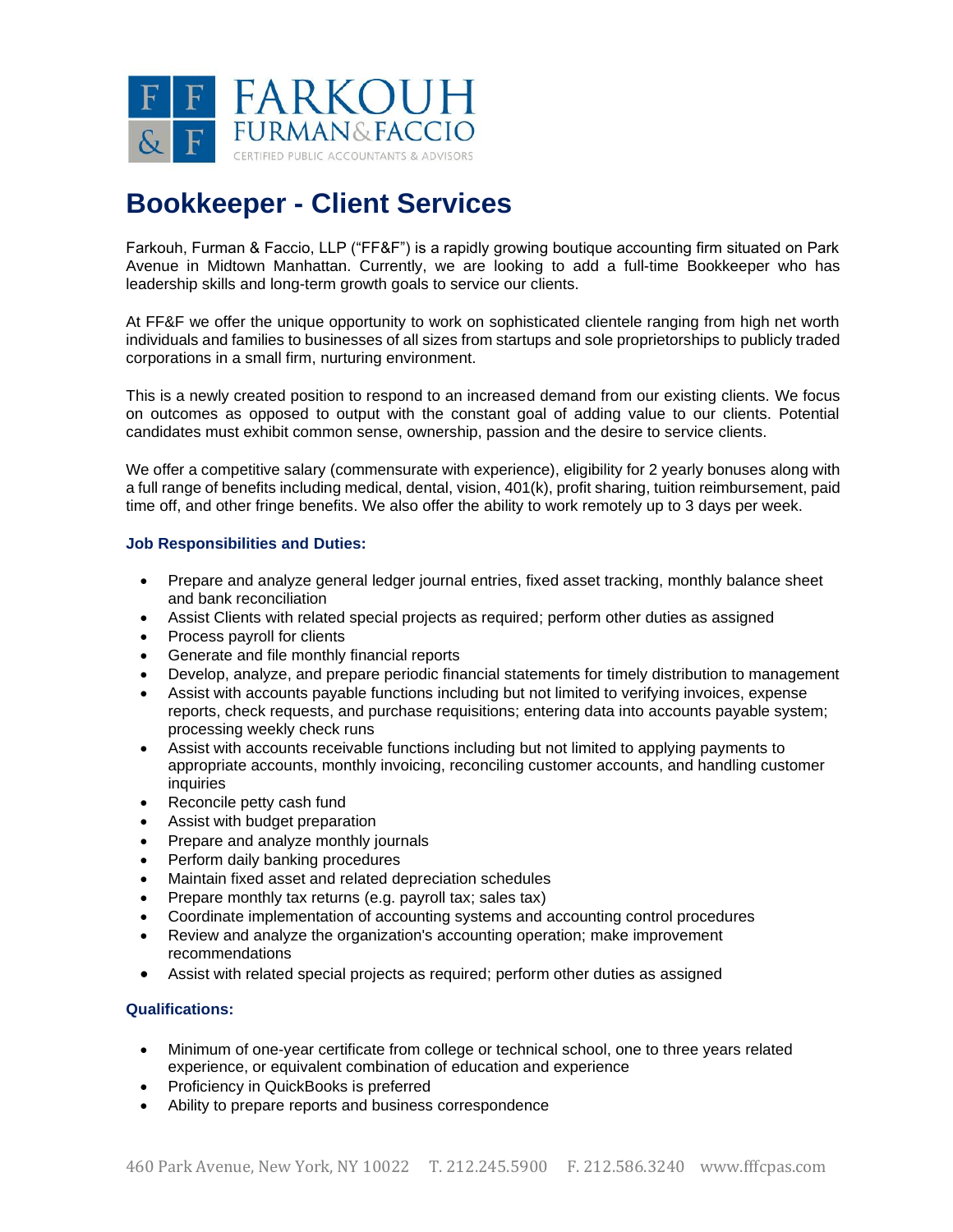FARKOUH FURMAN & FACCIO
CERTIFIED PUBLIC ACCOUNTANTS & ADVISORS

# Bookkeeper - Client Services

Farkouh, Furman & Faccio, LLP ("FF&F") is a rapidly growing boutique accounting firm situated on Park Avenue in Midtown Manhattan. Currently, we are looking to add a full-time Bookkeeper who has leadership skills and long-term growth goals to service our clients.

At FF&F we offer the unique opportunity to work on sophisticated clientele ranging from high net worth individuals and families to businesses of all sizes from startups and sole proprietorships to publicly traded corporations in a small firm, nurturing environment.

This is a newly created position to respond to an increased demand from our existing clients. We focus on outcomes as opposed to output with the constant goal of adding value to our clients. Potential candidates must exhibit common sense, ownership, passion and the desire to service clients.

We offer a competitive salary (commensurate with experience), eligibility for 2 yearly bonuses along with a full range of benefits including medical, dental, vision, 401(k), profit sharing, tuition reimbursement, paid time off, and other fringe benefits. We also offer the ability to work remotely up to 3 days per week.

### Job Responsibilities and Duties:

- Prepare and analyze general ledger journal entries, fixed asset tracking, monthly balance sheet and bank reconciliation
- Assist Clients with related special projects as required; perform other duties as assigned
- Process payroll for clients
- Generate and file monthly financial reports
- Develop, analyze, and prepare periodic financial statements for timely distribution to management
- Assist with accounts payable functions including but not limited to verifying invoices, expense reports, check requests, and purchase requisitions; entering data into accounts payable system; processing weekly check runs
- Assist with accounts receivable functions including but not limited to applying payments to appropriate accounts, monthly invoicing, reconciling customer accounts, and handling customer inquiries
- Reconcile petty cash fund
- Assist with budget preparation
- Prepare and analyze monthly journals
- Perform daily banking procedures
- Maintain fixed asset and related depreciation schedules
- Prepare monthly tax returns (e.g. payroll tax; sales tax)
- Coordinate implementation of accounting systems and accounting control procedures
- Review and analyze the organization's accounting operation; make improvement recommendations
- Assist with related special projects as required; perform other duties as assigned

### Qualifications:

- Minimum of one-year certificate from college or technical school, one to three years related experience, or equivalent combination of education and experience
- Proficiency in QuickBooks is preferred
- Ability to prepare reports and business correspondence

460 Park Avenue, New York, NY 10022 T. 212.245.5900 F. 212.586.3240 www.fffcpas.com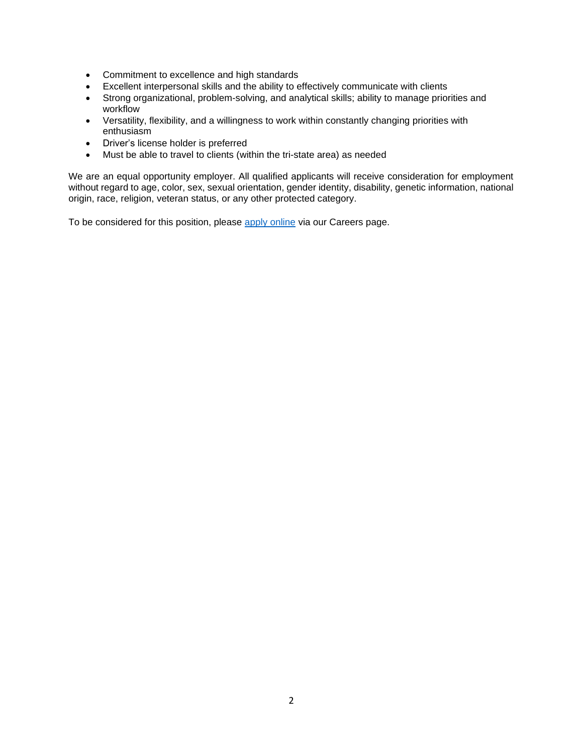- Commitment to excellence and high standards
- Excellent interpersonal skills and the ability to effectively communicate with clients
- Strong organizational, problem-solving, and analytical skills; ability to manage priorities and workflow
- Versatility, flexibility, and a willingness to work within constantly changing priorities with enthusiasm
- Driver's license holder is preferred
- Must be able to travel to clients (within the tri-state area) as needed

We are an equal opportunity employer. All qualified applicants will receive consideration for employment without regard to age, color, sex, sexual orientation, gender identity, disability, genetic information, national origin, race, religion, veteran status, or any other protected category.

To be considered for this position, please apply online via our Careers page.